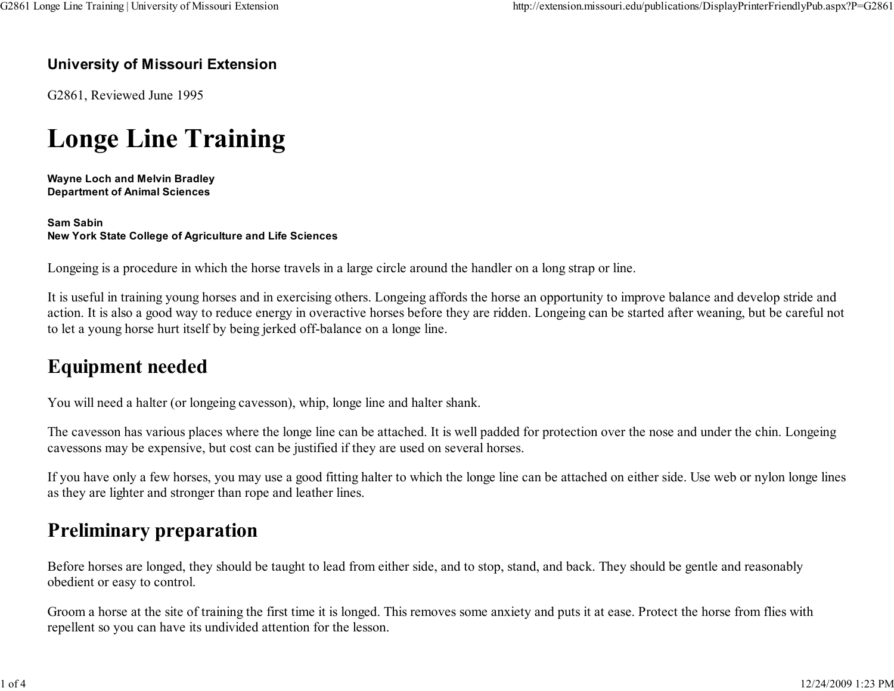**University of Missouri Extension**

G2861, Reviewed June 1995

# Longe Line Training

**Wayne Loch and Melvin Bradley**
**Department of Animal Sciences**

**Sam Sabin**
**New York State College of Agriculture and Life Sciences**

Longeing is a procedure in which the horse travels in a large circle around the handler on a long strap or line.

It is useful in training young horses and in exercising others. Longeing affords the horse an opportunity to improve balance and develop stride and action. It is also a good way to reduce energy in overactive horses before they are ridden. Longeing can be started after weaning, but be careful not to let a young horse hurt itself by being jerked off-balance on a longe line.

## Equipment needed

You will need a halter (or longeing cavesson), whip, longe line and halter shank.

The cavesson has various places where the longe line can be attached. It is well padded for protection over the nose and under the chin. Longeing cavessons may be expensive, but cost can be justified if they are used on several horses.

If you have only a few horses, you may use a good fitting halter to which the longe line can be attached on either side. Use web or nylon longe lines as they are lighter and stronger than rope and leather lines.

## Preliminary preparation

Before horses are longed, they should be taught to lead from either side, and to stop, stand, and back. They should be gentle and reasonably obedient or easy to control.

Groom a horse at the site of training the first time it is longed. This removes some anxiety and puts it at ease. Protect the horse from flies with repellent so you can have its undivided attention for the lesson.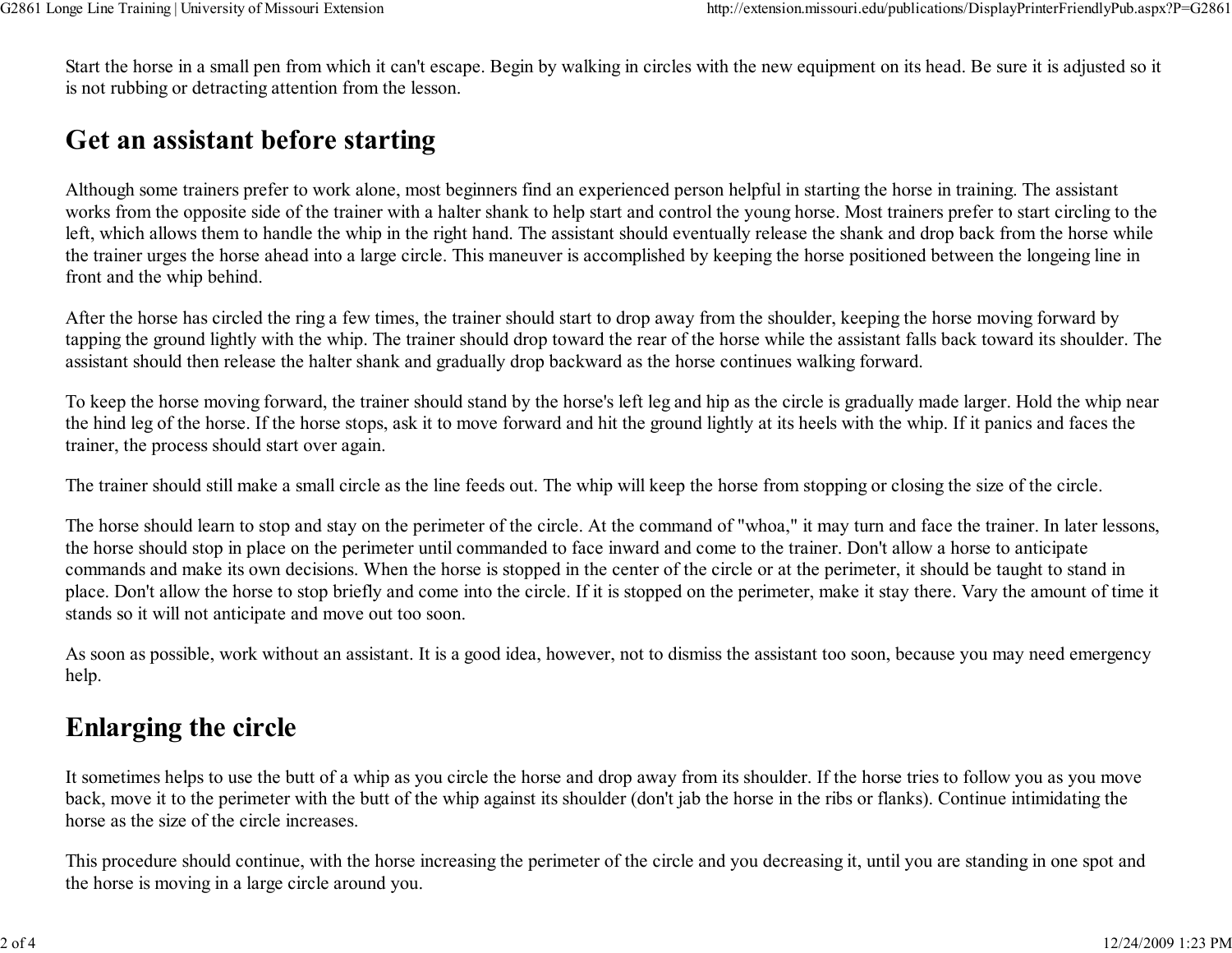Start the horse in a small pen from which it can't escape. Begin by walking in circles with the new equipment on its head. Be sure it is adjusted so it is not rubbing or detracting attention from the lesson.

## Get an assistant before starting

Although some trainers prefer to work alone, most beginners find an experienced person helpful in starting the horse in training. The assistant works from the opposite side of the trainer with a halter shank to help start and control the young horse. Most trainers prefer to start circling to the left, which allows them to handle the whip in the right hand. The assistant should eventually release the shank and drop back from the horse while the trainer urges the horse ahead into a large circle. This maneuver is accomplished by keeping the horse positioned between the longeing line in front and the whip behind.

After the horse has circled the ring a few times, the trainer should start to drop away from the shoulder, keeping the horse moving forward by tapping the ground lightly with the whip. The trainer should drop toward the rear of the horse while the assistant falls back toward its shoulder. The assistant should then release the halter shank and gradually drop backward as the horse continues walking forward.

To keep the horse moving forward, the trainer should stand by the horse's left leg and hip as the circle is gradually made larger. Hold the whip near the hind leg of the horse. If the horse stops, ask it to move forward and hit the ground lightly at its heels with the whip. If it panics and faces the trainer, the process should start over again.

The trainer should still make a small circle as the line feeds out. The whip will keep the horse from stopping or closing the size of the circle.

The horse should learn to stop and stay on the perimeter of the circle. At the command of "whoa," it may turn and face the trainer. In later lessons, the horse should stop in place on the perimeter until commanded to face inward and come to the trainer. Don't allow a horse to anticipate commands and make its own decisions. When the horse is stopped in the center of the circle or at the perimeter, it should be taught to stand in place. Don't allow the horse to stop briefly and come into the circle. If it is stopped on the perimeter, make it stay there. Vary the amount of time it stands so it will not anticipate and move out too soon.

As soon as possible, work without an assistant. It is a good idea, however, not to dismiss the assistant too soon, because you may need emergency help.

## Enlarging the circle

It sometimes helps to use the butt of a whip as you circle the horse and drop away from its shoulder. If the horse tries to follow you as you move back, move it to the perimeter with the butt of the whip against its shoulder (don't jab the horse in the ribs or flanks). Continue intimidating the horse as the size of the circle increases.

This procedure should continue, with the horse increasing the perimeter of the circle and you decreasing it, until you are standing in one spot and the horse is moving in a large circle around you.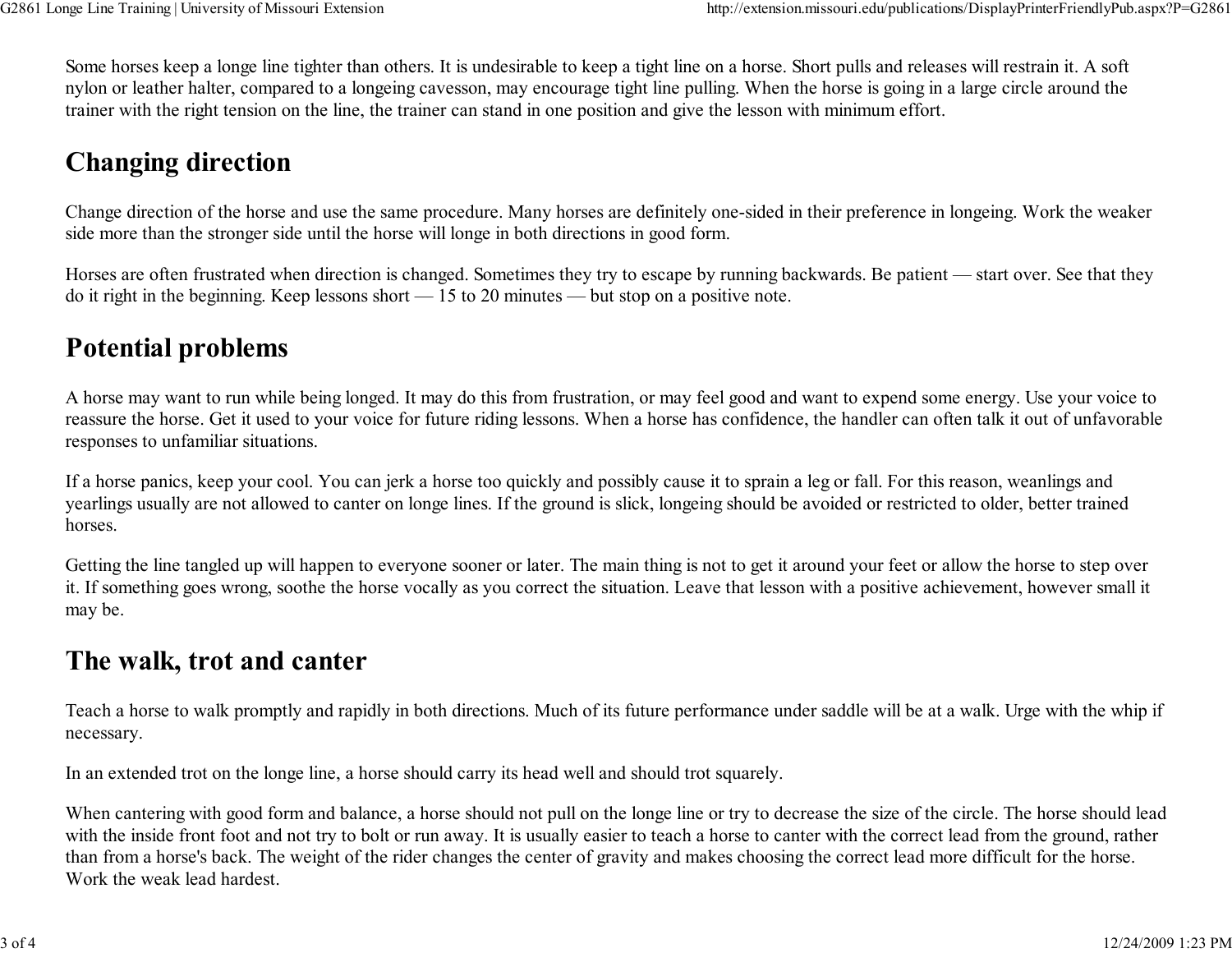Some horses keep a longe line tighter than others. It is undesirable to keep a tight line on a horse. Short pulls and releases will restrain it. A soft nylon or leather halter, compared to a longeing cavesson, may encourage tight line pulling. When the horse is going in a large circle around the trainer with the right tension on the line, the trainer can stand in one position and give the lesson with minimum effort.

## Changing direction

Change direction of the horse and use the same procedure. Many horses are definitely one-sided in their preference in longeing. Work the weaker side more than the stronger side until the horse will longe in both directions in good form.

Horses are often frustrated when direction is changed. Sometimes they try to escape by running backwards. Be patient — start over. See that they do it right in the beginning. Keep lessons short — 15 to 20 minutes — but stop on a positive note.

## Potential problems

A horse may want to run while being longed. It may do this from frustration, or may feel good and want to expend some energy. Use your voice to reassure the horse. Get it used to your voice for future riding lessons. When a horse has confidence, the handler can often talk it out of unfavorable responses to unfamiliar situations.

If a horse panics, keep your cool. You can jerk a horse too quickly and possibly cause it to sprain a leg or fall. For this reason, weanlings and yearlings usually are not allowed to canter on longe lines. If the ground is slick, longeing should be avoided or restricted to older, better trained horses.

Getting the line tangled up will happen to everyone sooner or later. The main thing is not to get it around your feet or allow the horse to step over it. If something goes wrong, soothe the horse vocally as you correct the situation. Leave that lesson with a positive achievement, however small it may be.

## The walk, trot and canter

Teach a horse to walk promptly and rapidly in both directions. Much of its future performance under saddle will be at a walk. Urge with the whip if necessary.

In an extended trot on the longe line, a horse should carry its head well and should trot squarely.

When cantering with good form and balance, a horse should not pull on the longe line or try to decrease the size of the circle. The horse should lead with the inside front foot and not try to bolt or run away. It is usually easier to teach a horse to canter with the correct lead from the ground, rather than from a horse's back. The weight of the rider changes the center of gravity and makes choosing the correct lead more difficult for the horse. Work the weak lead hardest.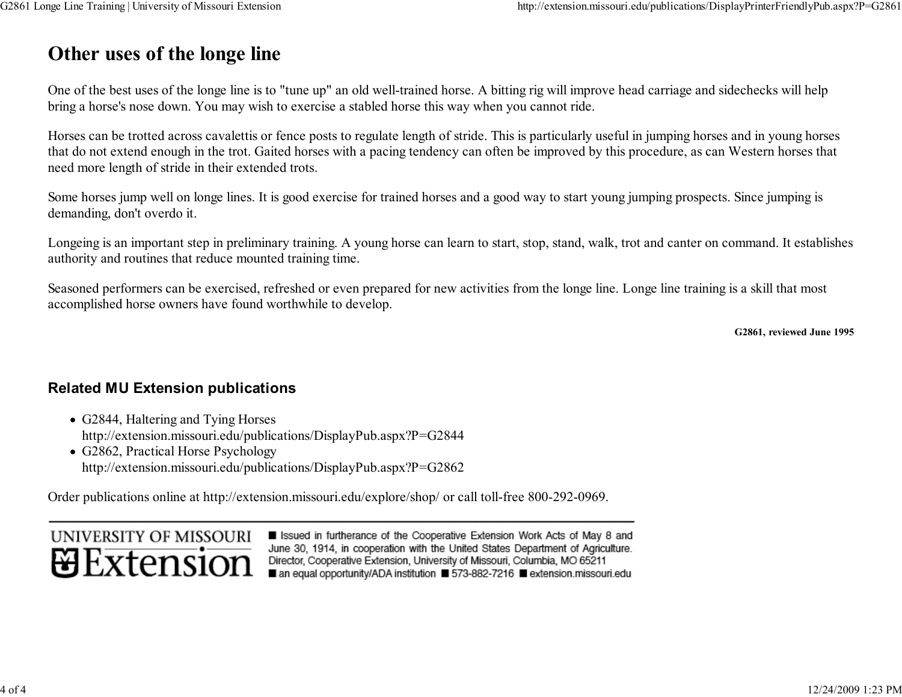# Other uses of the longe line

One of the best uses of the longe line is to "tune up" an old well-trained horse. A bitting rig will improve head carriage and sidechecks will help bring a horse's nose down. You may wish to exercise a stabled horse this way when you cannot ride.

Horses can be trotted across cavalettis or fence posts to regulate length of stride. This is particularly useful in jumping horses and in young horses that do not extend enough in the trot. Gaited horses with a pacing tendency can often be improved by this procedure, as can Western horses that need more length of stride in their extended trots.

Some horses jump well on longe lines. It is good exercise for trained horses and a good way to start young jumping prospects. Since jumping is demanding, don't overdo it.

Longeing is an important step in preliminary training. A young horse can learn to start, stop, stand, walk, trot and canter on command. It establishes authority and routines that reduce mounted training time.

Seasoned performers can be exercised, refreshed or even prepared for new activities from the longe line. Longe line training is a skill that most accomplished horse owners have found worthwhile to develop.

**G2861, reviewed June 1995**

## Related MU Extension publications

- G2844, Haltering and Tying Horses
  http://extension.missouri.edu/publications/DisplayPub.aspx?P=G2844
- G2862, Practical Horse Psychology
  http://extension.missouri.edu/publications/DisplayPub.aspx?P=G2862

Order publications online at http://extension.missouri.edu/explore/shop/ or call toll-free 800-292-0969.

UNIVERSITY OF MISSOURI Extension

■ Issued in furtherance of the Cooperative Extension Work Acts of May 8 and June 30, 1914, in cooperation with the United States Department of Agriculture. Director, Cooperative Extension, University of Missouri, Columbia, MO 65211
■ an equal opportunity/ADA institution ■ 573-882-7216 ■ extension.missouri.edu